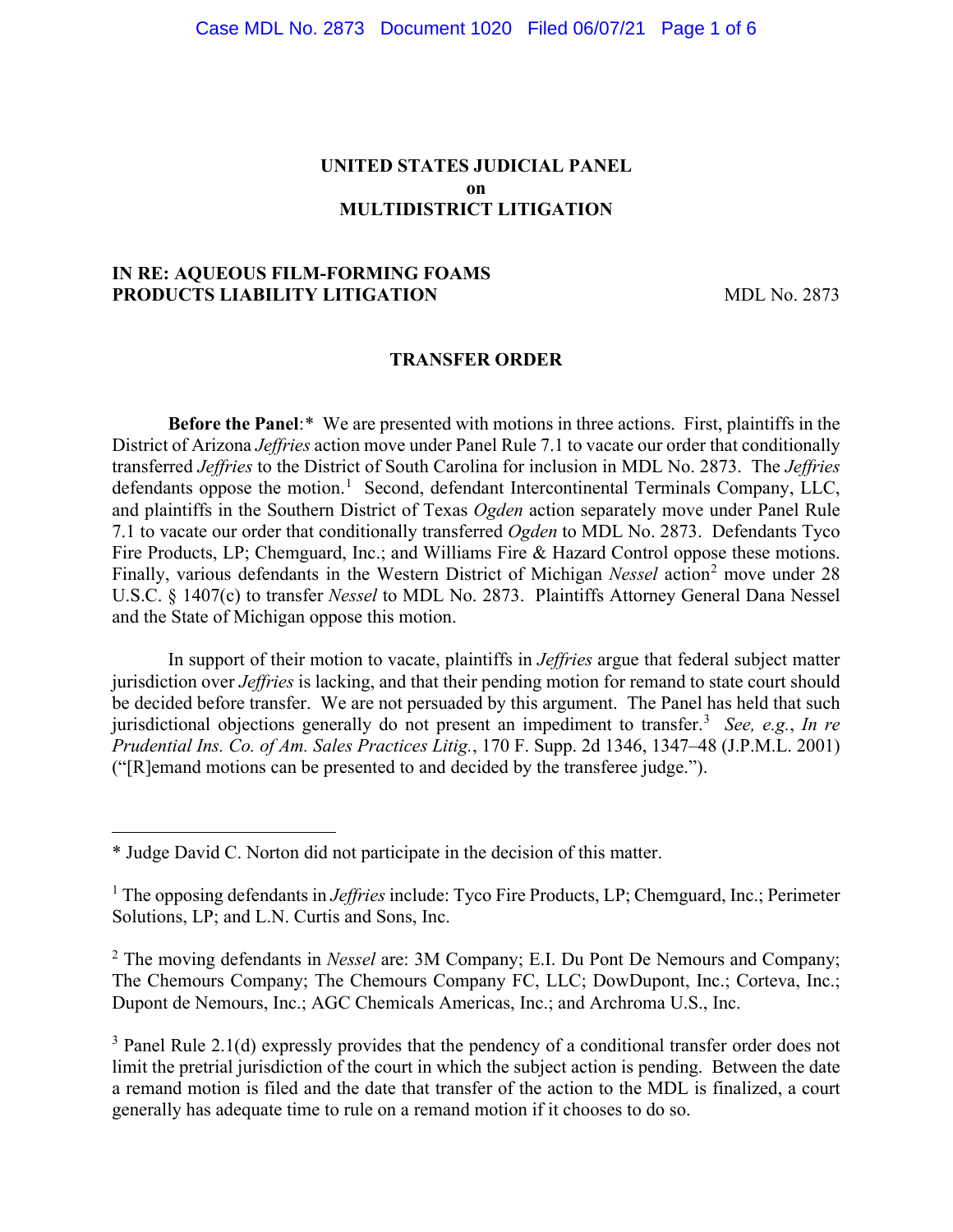**UNITED STATES JUDICIAL PANEL**
**on**
**MULTIDISTRICT LITIGATION**

**IN RE: AQUEOUS FILM-FORMING FOAMS PRODUCTS LIABILITY LITIGATION** MDL No. 2873

**TRANSFER ORDER**

**Before the Panel**:* We are presented with motions in three actions. First, plaintiffs in the District of Arizona *Jeffries* action move under Panel Rule 7.1 to vacate our order that conditionally transferred *Jeffries* to the District of South Carolina for inclusion in MDL No. 2873. The *Jeffries* defendants oppose the motion.[1] Second, defendant Intercontinental Terminals Company, LLC, and plaintiffs in the Southern District of Texas *Ogden* action separately move under Panel Rule 7.1 to vacate our order that conditionally transferred *Ogden* to MDL No. 2873. Defendants Tyco Fire Products, LP; Chemguard, Inc.; and Williams Fire & Hazard Control oppose these motions. Finally, various defendants in the Western District of Michigan *Nessel* action[2] move under 28 U.S.C. § 1407(c) to transfer *Nessel* to MDL No. 2873. Plaintiffs Attorney General Dana Nessel and the State of Michigan oppose this motion.

In support of their motion to vacate, plaintiffs in *Jeffries* argue that federal subject matter jurisdiction over *Jeffries* is lacking, and that their pending motion for remand to state court should be decided before transfer. We are not persuaded by this argument. The Panel has held that such jurisdictional objections generally do not present an impediment to transfer.[3] *See, e.g.*, *In re Prudential Ins. Co. of Am. Sales Practices Litig.*, 170 F. Supp. 2d 1346, 1347–48 (J.P.M.L. 2001) ("[R]emand motions can be presented to and decided by the transferee judge.").

---

\* Judge David C. Norton did not participate in the decision of this matter.

[1] The opposing defendants in *Jeffries* include: Tyco Fire Products, LP; Chemguard, Inc.; Perimeter Solutions, LP; and L.N. Curtis and Sons, Inc.

[2] The moving defendants in *Nessel* are: 3M Company; E.I. Du Pont De Nemours and Company; The Chemours Company; The Chemours Company FC, LLC; DowDupont, Inc.; Corteva, Inc.; Dupont de Nemours, Inc.; AGC Chemicals Americas, Inc.; and Archroma U.S., Inc.

[3] Panel Rule 2.1(d) expressly provides that the pendency of a conditional transfer order does not limit the pretrial jurisdiction of the court in which the subject action is pending. Between the date a remand motion is filed and the date that transfer of the action to the MDL is finalized, a court generally has adequate time to rule on a remand motion if it chooses to do so.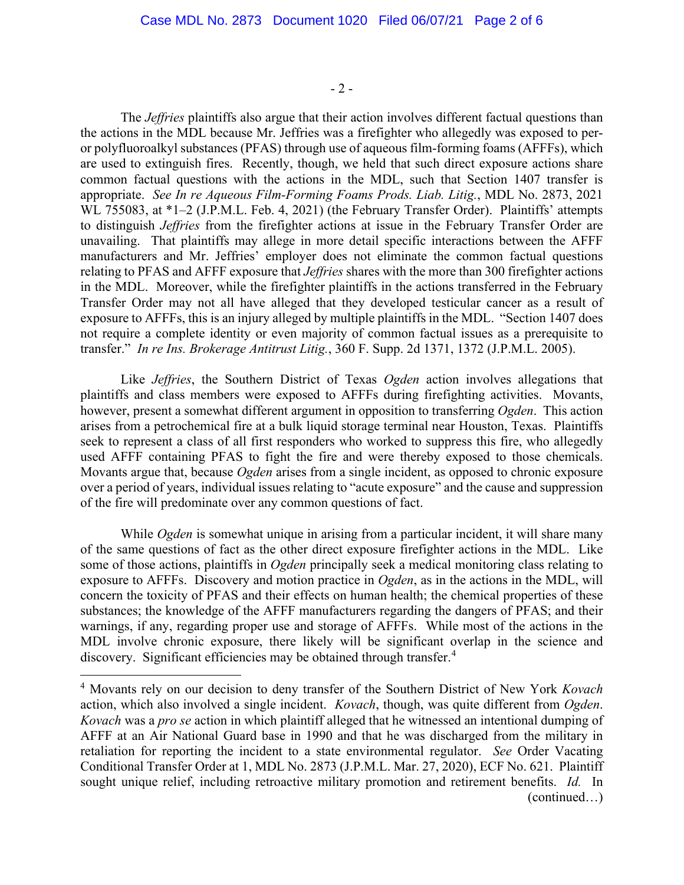The *Jeffries* plaintiffs also argue that their action involves different factual questions than the actions in the MDL because Mr. Jeffries was a firefighter who allegedly was exposed to per- or polyfluoroalkyl substances (PFAS) through use of aqueous film-forming foams (AFFFs), which are used to extinguish fires. Recently, though, we held that such direct exposure actions share common factual questions with the actions in the MDL, such that Section 1407 transfer is appropriate. *See In re Aqueous Film-Forming Foams Prods. Liab. Litig.*, MDL No. 2873, 2021 WL 755083, at *1–2 (J.P.M.L. Feb. 4, 2021) (the February Transfer Order). Plaintiffs' attempts to distinguish *Jeffries* from the firefighter actions at issue in the February Transfer Order are unavailing. That plaintiffs may allege in more detail specific interactions between the AFFF manufacturers and Mr. Jeffries' employer does not eliminate the common factual questions relating to PFAS and AFFF exposure that *Jeffries* shares with the more than 300 firefighter actions in the MDL. Moreover, while the firefighter plaintiffs in the actions transferred in the February Transfer Order may not all have alleged that they developed testicular cancer as a result of exposure to AFFFs, this is an injury alleged by multiple plaintiffs in the MDL. "Section 1407 does not require a complete identity or even majority of common factual issues as a prerequisite to transfer." *In re Ins. Brokerage Antitrust Litig.*, 360 F. Supp. 2d 1371, 1372 (J.P.M.L. 2005).

Like *Jeffries*, the Southern District of Texas *Ogden* action involves allegations that plaintiffs and class members were exposed to AFFFs during firefighting activities. Movants, however, present a somewhat different argument in opposition to transferring *Ogden*. This action arises from a petrochemical fire at a bulk liquid storage terminal near Houston, Texas. Plaintiffs seek to represent a class of all first responders who worked to suppress this fire, who allegedly used AFFF containing PFAS to fight the fire and were thereby exposed to those chemicals. Movants argue that, because *Ogden* arises from a single incident, as opposed to chronic exposure over a period of years, individual issues relating to "acute exposure" and the cause and suppression of the fire will predominate over any common questions of fact.

While *Ogden* is somewhat unique in arising from a particular incident, it will share many of the same questions of fact as the other direct exposure firefighter actions in the MDL. Like some of those actions, plaintiffs in *Ogden* principally seek a medical monitoring class relating to exposure to AFFFs. Discovery and motion practice in *Ogden*, as in the actions in the MDL, will concern the toxicity of PFAS and their effects on human health; the chemical properties of these substances; the knowledge of the AFFF manufacturers regarding the dangers of PFAS; and their warnings, if any, regarding proper use and storage of AFFFs. While most of the actions in the MDL involve chronic exposure, there likely will be significant overlap in the science and discovery. Significant efficiencies may be obtained through transfer.[4]

[4] Movants rely on our decision to deny transfer of the Southern District of New York *Kovach* action, which also involved a single incident. *Kovach*, though, was quite different from *Ogden*. *Kovach* was a *pro se* action in which plaintiff alleged that he witnessed an intentional dumping of AFFF at an Air National Guard base in 1990 and that he was discharged from the military in retaliation for reporting the incident to a state environmental regulator. *See* Order Vacating Conditional Transfer Order at 1, MDL No. 2873 (J.P.M.L. Mar. 27, 2020), ECF No. 621. Plaintiff sought unique relief, including retroactive military promotion and retirement benefits. *Id.* In (continued…)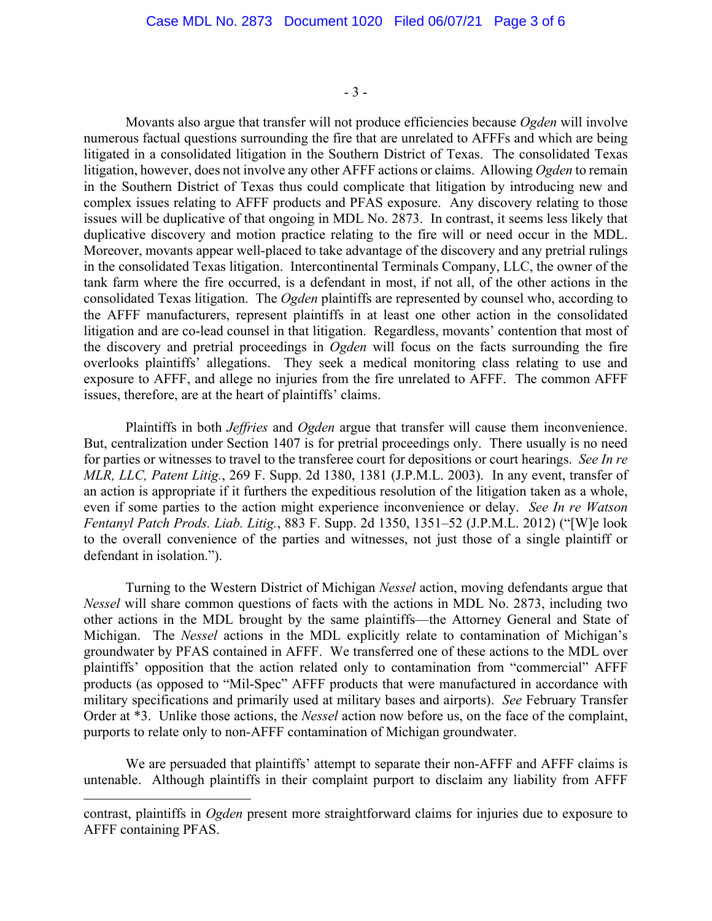Movants also argue that transfer will not produce efficiencies because *Ogden* will involve numerous factual questions surrounding the fire that are unrelated to AFFFs and which are being litigated in a consolidated litigation in the Southern District of Texas. The consolidated Texas litigation, however, does not involve any other AFFF actions or claims. Allowing *Ogden* to remain in the Southern District of Texas thus could complicate that litigation by introducing new and complex issues relating to AFFF products and PFAS exposure. Any discovery relating to those issues will be duplicative of that ongoing in MDL No. 2873. In contrast, it seems less likely that duplicative discovery and motion practice relating to the fire will or need occur in the MDL. Moreover, movants appear well-placed to take advantage of the discovery and any pretrial rulings in the consolidated Texas litigation. Intercontinental Terminals Company, LLC, the owner of the tank farm where the fire occurred, is a defendant in most, if not all, of the other actions in the consolidated Texas litigation. The *Ogden* plaintiffs are represented by counsel who, according to the AFFF manufacturers, represent plaintiffs in at least one other action in the consolidated litigation and are co-lead counsel in that litigation. Regardless, movants' contention that most of the discovery and pretrial proceedings in *Ogden* will focus on the facts surrounding the fire overlooks plaintiffs' allegations. They seek a medical monitoring class relating to use and exposure to AFFF, and allege no injuries from the fire unrelated to AFFF. The common AFFF issues, therefore, are at the heart of plaintiffs' claims.

Plaintiffs in both *Jeffries* and *Ogden* argue that transfer will cause them inconvenience. But, centralization under Section 1407 is for pretrial proceedings only. There usually is no need for parties or witnesses to travel to the transferee court for depositions or court hearings. *See In re MLR, LLC, Patent Litig.*, 269 F. Supp. 2d 1380, 1381 (J.P.M.L. 2003). In any event, transfer of an action is appropriate if it furthers the expeditious resolution of the litigation taken as a whole, even if some parties to the action might experience inconvenience or delay. *See In re Watson Fentanyl Patch Prods. Liab. Litig.*, 883 F. Supp. 2d 1350, 1351–52 (J.P.M.L. 2012) ("[W]e look to the overall convenience of the parties and witnesses, not just those of a single plaintiff or defendant in isolation.").

Turning to the Western District of Michigan *Nessel* action, moving defendants argue that *Nessel* will share common questions of facts with the actions in MDL No. 2873, including two other actions in the MDL brought by the same plaintiffs—the Attorney General and State of Michigan. The *Nessel* actions in the MDL explicitly relate to contamination of Michigan's groundwater by PFAS contained in AFFF. We transferred one of these actions to the MDL over plaintiffs' opposition that the action related only to contamination from "commercial" AFFF products (as opposed to "Mil-Spec" AFFF products that were manufactured in accordance with military specifications and primarily used at military bases and airports). *See* February Transfer Order at *3. Unlike those actions, the *Nessel* action now before us, on the face of the complaint, purports to relate only to non-AFFF contamination of Michigan groundwater.

We are persuaded that plaintiffs' attempt to separate their non-AFFF and AFFF claims is untenable. Although plaintiffs in their complaint purport to disclaim any liability from AFFF

---

contrast, plaintiffs in *Ogden* present more straightforward claims for injuries due to exposure to AFFF containing PFAS.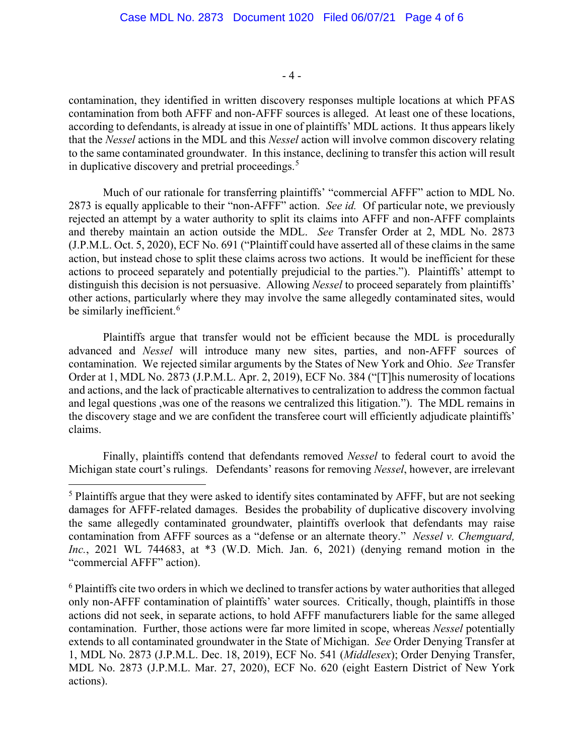contamination, they identified in written discovery responses multiple locations at which PFAS contamination from both AFFF and non-AFFF sources is alleged. At least one of these locations, according to defendants, is already at issue in one of plaintiffs' MDL actions. It thus appears likely that the *Nessel* actions in the MDL and this *Nessel* action will involve common discovery relating to the same contaminated groundwater. In this instance, declining to transfer this action will result in duplicative discovery and pretrial proceedings.[5]

Much of our rationale for transferring plaintiffs' "commercial AFFF" action to MDL No. 2873 is equally applicable to their "non-AFFF" action. *See id.* Of particular note, we previously rejected an attempt by a water authority to split its claims into AFFF and non-AFFF complaints and thereby maintain an action outside the MDL. *See* Transfer Order at 2, MDL No. 2873 (J.P.M.L. Oct. 5, 2020), ECF No. 691 ("Plaintiff could have asserted all of these claims in the same action, but instead chose to split these claims across two actions. It would be inefficient for these actions to proceed separately and potentially prejudicial to the parties."). Plaintiffs' attempt to distinguish this decision is not persuasive. Allowing *Nessel* to proceed separately from plaintiffs' other actions, particularly where they may involve the same allegedly contaminated sites, would be similarly inefficient.[6]

Plaintiffs argue that transfer would not be efficient because the MDL is procedurally advanced and *Nessel* will introduce many new sites, parties, and non-AFFF sources of contamination. We rejected similar arguments by the States of New York and Ohio. *See* Transfer Order at 1, MDL No. 2873 (J.P.M.L. Apr. 2, 2019), ECF No. 384 ("[T]his numerosity of locations and actions, and the lack of practicable alternatives to centralization to address the common factual and legal questions ,was one of the reasons we centralized this litigation."). The MDL remains in the discovery stage and we are confident the transferee court will efficiently adjudicate plaintiffs' claims.

Finally, plaintiffs contend that defendants removed *Nessel* to federal court to avoid the Michigan state court's rulings. Defendants' reasons for removing *Nessel*, however, are irrelevant

---

[5] Plaintiffs argue that they were asked to identify sites contaminated by AFFF, but are not seeking damages for AFFF-related damages. Besides the probability of duplicative discovery involving the same allegedly contaminated groundwater, plaintiffs overlook that defendants may raise contamination from AFFF sources as a "defense or an alternate theory." *Nessel v. Chemguard, Inc.*, 2021 WL 744683, at *3 (W.D. Mich. Jan. 6, 2021) (denying remand motion in the "commercial AFFF" action).

[6] Plaintiffs cite two orders in which we declined to transfer actions by water authorities that alleged only non-AFFF contamination of plaintiffs' water sources. Critically, though, plaintiffs in those actions did not seek, in separate actions, to hold AFFF manufacturers liable for the same alleged contamination. Further, those actions were far more limited in scope, whereas *Nessel* potentially extends to all contaminated groundwater in the State of Michigan. *See* Order Denying Transfer at 1, MDL No. 2873 (J.P.M.L. Dec. 18, 2019), ECF No. 541 (*Middlesex*); Order Denying Transfer, MDL No. 2873 (J.P.M.L. Mar. 27, 2020), ECF No. 620 (eight Eastern District of New York actions).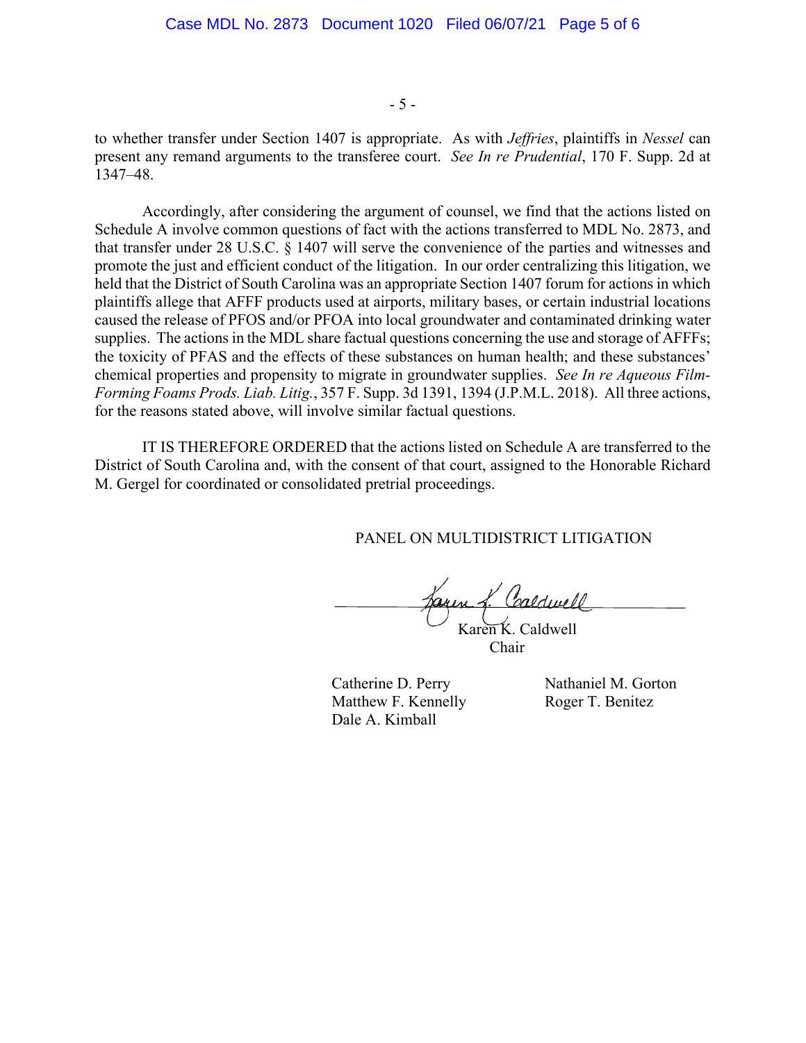to whether transfer under Section 1407 is appropriate. As with *Jeffries*, plaintiffs in *Nessel* can present any remand arguments to the transferee court. *See In re Prudential*, 170 F. Supp. 2d at 1347–48.

Accordingly, after considering the argument of counsel, we find that the actions listed on Schedule A involve common questions of fact with the actions transferred to MDL No. 2873, and that transfer under 28 U.S.C. § 1407 will serve the convenience of the parties and witnesses and promote the just and efficient conduct of the litigation. In our order centralizing this litigation, we held that the District of South Carolina was an appropriate Section 1407 forum for actions in which plaintiffs allege that AFFF products used at airports, military bases, or certain industrial locations caused the release of PFOS and/or PFOA into local groundwater and contaminated drinking water supplies. The actions in the MDL share factual questions concerning the use and storage of AFFFs; the toxicity of PFAS and the effects of these substances on human health; and these substances' chemical properties and propensity to migrate in groundwater supplies. *See In re Aqueous Film-Forming Foams Prods. Liab. Litig.*, 357 F. Supp. 3d 1391, 1394 (J.P.M.L. 2018). All three actions, for the reasons stated above, will involve similar factual questions.

IT IS THEREFORE ORDERED that the actions listed on Schedule A are transferred to the District of South Carolina and, with the consent of that court, assigned to the Honorable Richard M. Gergel for coordinated or consolidated pretrial proceedings.

PANEL ON MULTIDISTRICT LITIGATION

Karen K. Caldwell
Chair

Catherine D. Perry
Matthew F. Kennelly
Dale A. Kimball

Nathaniel M. Gorton
Roger T. Benitez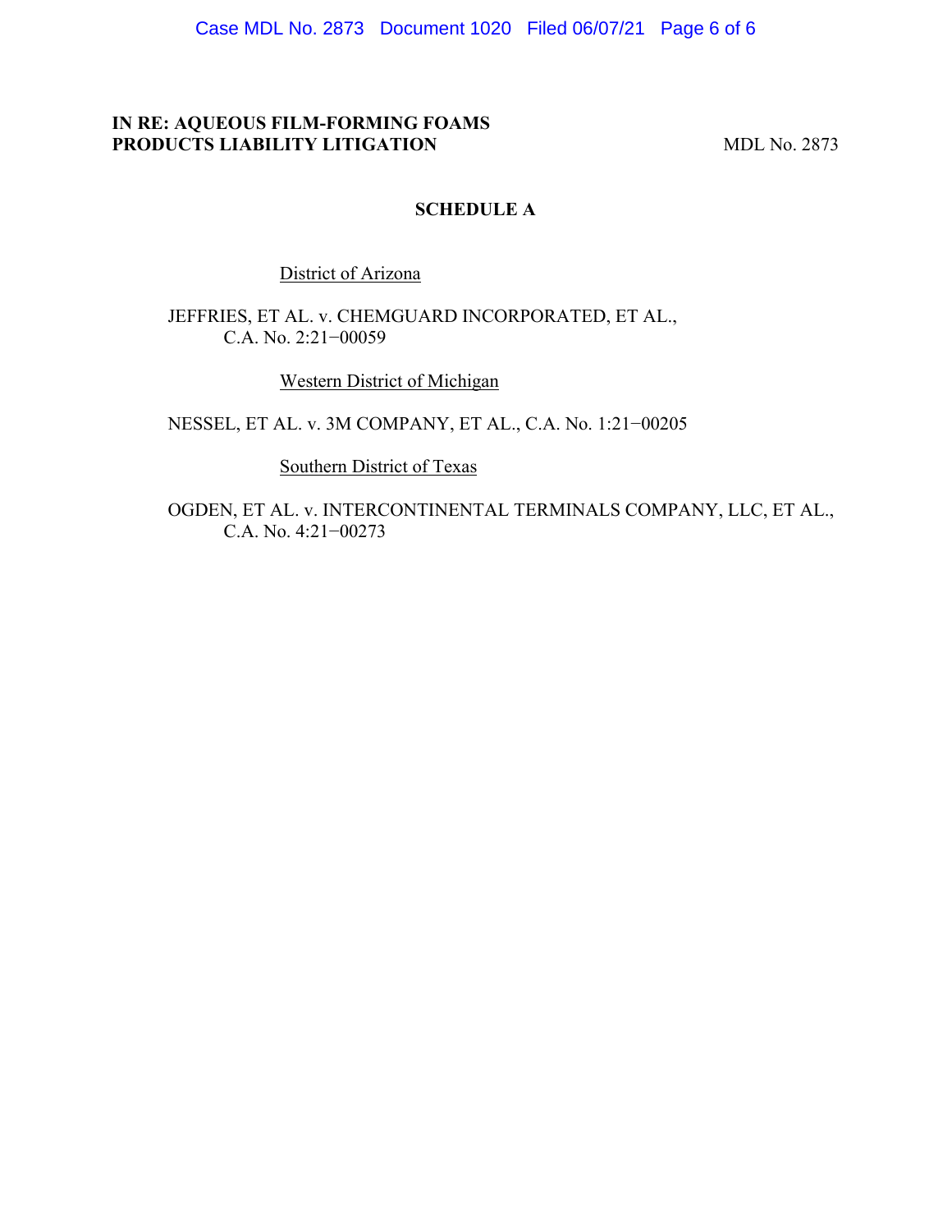**IN RE: AQUEOUS FILM-FORMING FOAMS PRODUCTS LIABILITY LITIGATION** MDL No. 2873

## SCHEDULE A

District of Arizona

JEFFRIES, ET AL. v. CHEMGUARD INCORPORATED, ET AL., C.A. No. 2:21−00059

Western District of Michigan

NESSEL, ET AL. v. 3M COMPANY, ET AL., C.A. No. 1:21−00205

Southern District of Texas

OGDEN, ET AL. v. INTERCONTINENTAL TERMINALS COMPANY, LLC, ET AL., C.A. No. 4:21−00273